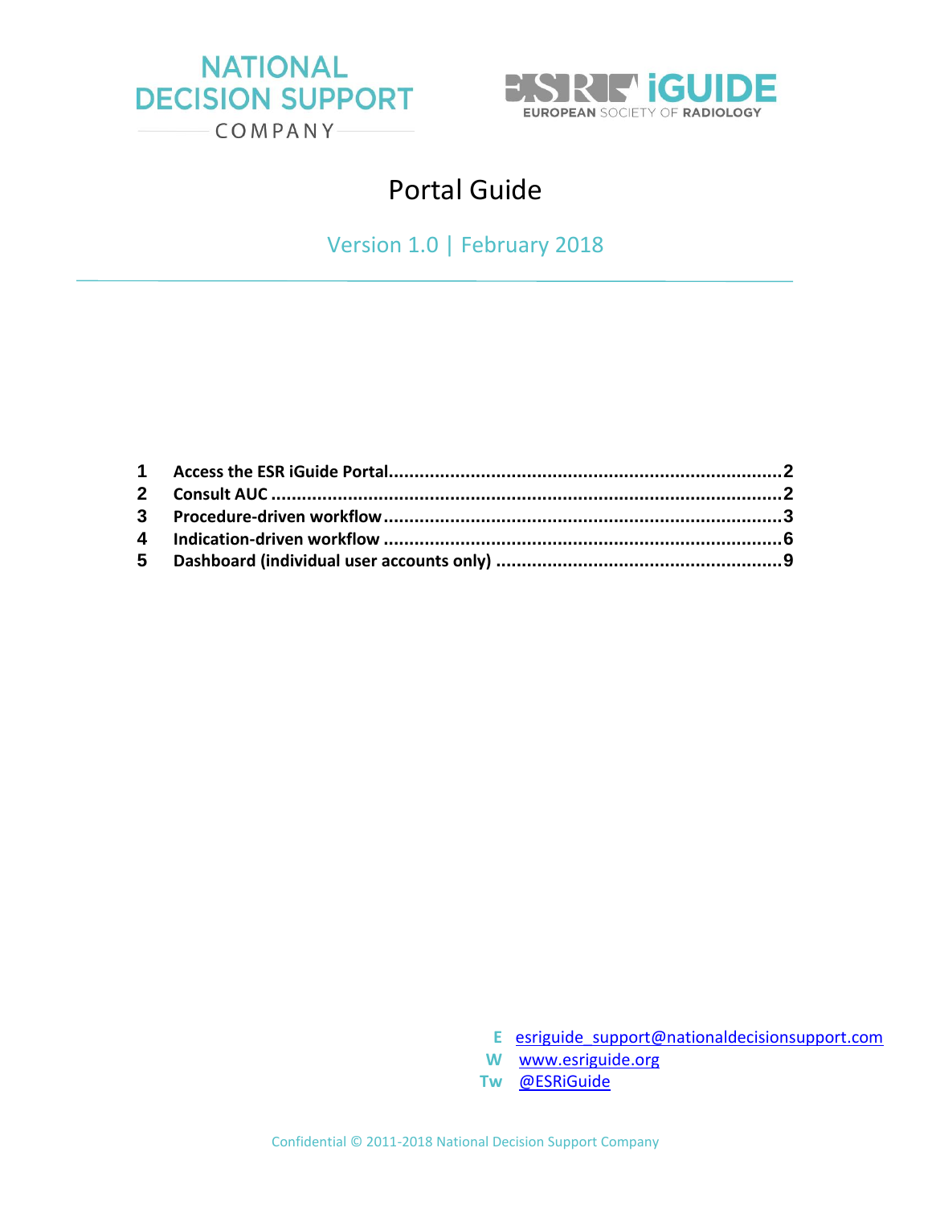NATIONAL DECISION SUPPORT COMPANY

ESR iGUIDE
EUROPEAN SOCIETY OF RADIOLOGY

# Portal Guide

Version 1.0 | February 2018

---

| | | |
|---|---|---|
| 1 | **Access the ESR iGuide Portal** | 2 |
| 2 | **Consult AUC** | 2 |
| 3 | **Procedure-driven workflow** | 3 |
| 4 | **Indication-driven workflow** | 6 |
| 5 | **Dashboard (individual user accounts only)** | 9 |

**E** esriguide_support@nationaldecisionsupport.com
**W** www.esriguide.org
**Tw** @ESRiGuide

Confidential © 2011-2018 National Decision Support Company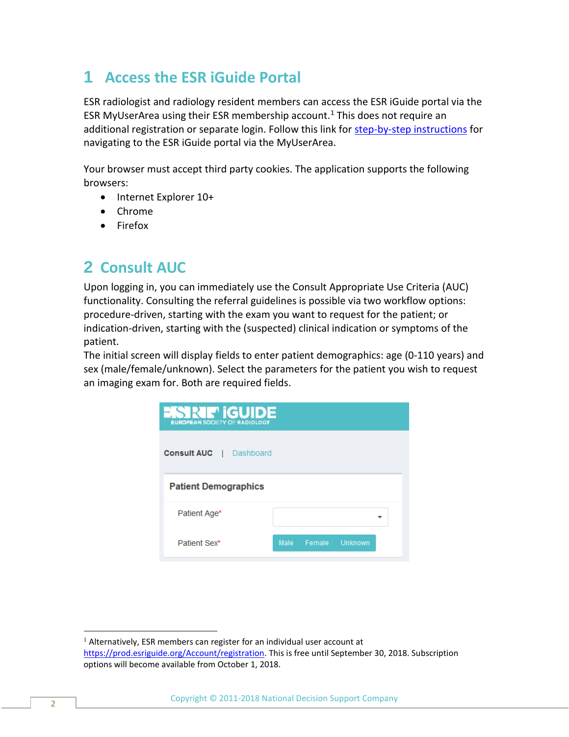# 1 Access the ESR iGuide Portal

ESR radiologist and radiology resident members can access the ESR iGuide portal via the ESR MyUserArea using their ESR membership account.[1] This does not require an additional registration or separate login. Follow this link for step-by-step instructions for navigating to the ESR iGuide portal via the MyUserArea.

Your browser must accept third party cookies. The application supports the following browsers:

- Internet Explorer 10+
- Chrome
- Firefox

# 2 Consult AUC

Upon logging in, you can immediately use the Consult Appropriate Use Criteria (AUC) functionality. Consulting the referral guidelines is possible via two workflow options: procedure-driven, starting with the exam you want to request for the patient; or indication-driven, starting with the (suspected) clinical indication or symptoms of the patient.

The initial screen will display fields to enter patient demographics: age (0-110 years) and sex (male/female/unknown). Select the parameters for the patient you wish to request an imaging exam for. Both are required fields.

[1] Alternatively, ESR members can register for an individual user account at https://prod.esriguide.org/Account/registration. This is free until September 30, 2018. Subscription options will become available from October 1, 2018.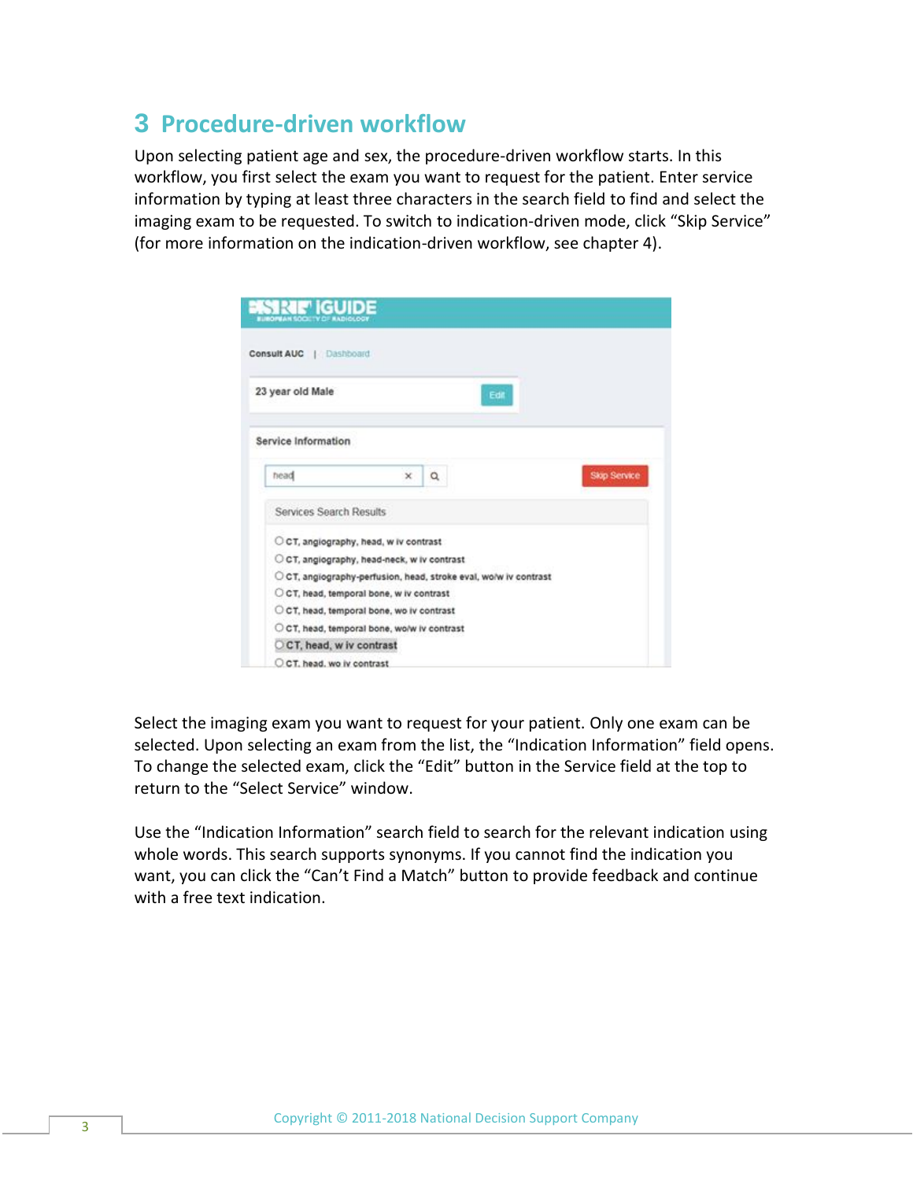# 3 Procedure-driven workflow

Upon selecting patient age and sex, the procedure-driven workflow starts. In this workflow, you first select the exam you want to request for the patient. Enter service information by typing at least three characters in the search field to find and select the imaging exam to be requested. To switch to indication-driven mode, click "Skip Service" (for more information on the indication-driven workflow, see chapter 4).

Select the imaging exam you want to request for your patient. Only one exam can be selected. Upon selecting an exam from the list, the "Indication Information" field opens. To change the selected exam, click the "Edit" button in the Service field at the top to return to the "Select Service" window.

Use the "Indication Information" search field to search for the relevant indication using whole words. This search supports synonyms. If you cannot find the indication you want, you can click the "Can't Find a Match" button to provide feedback and continue with a free text indication.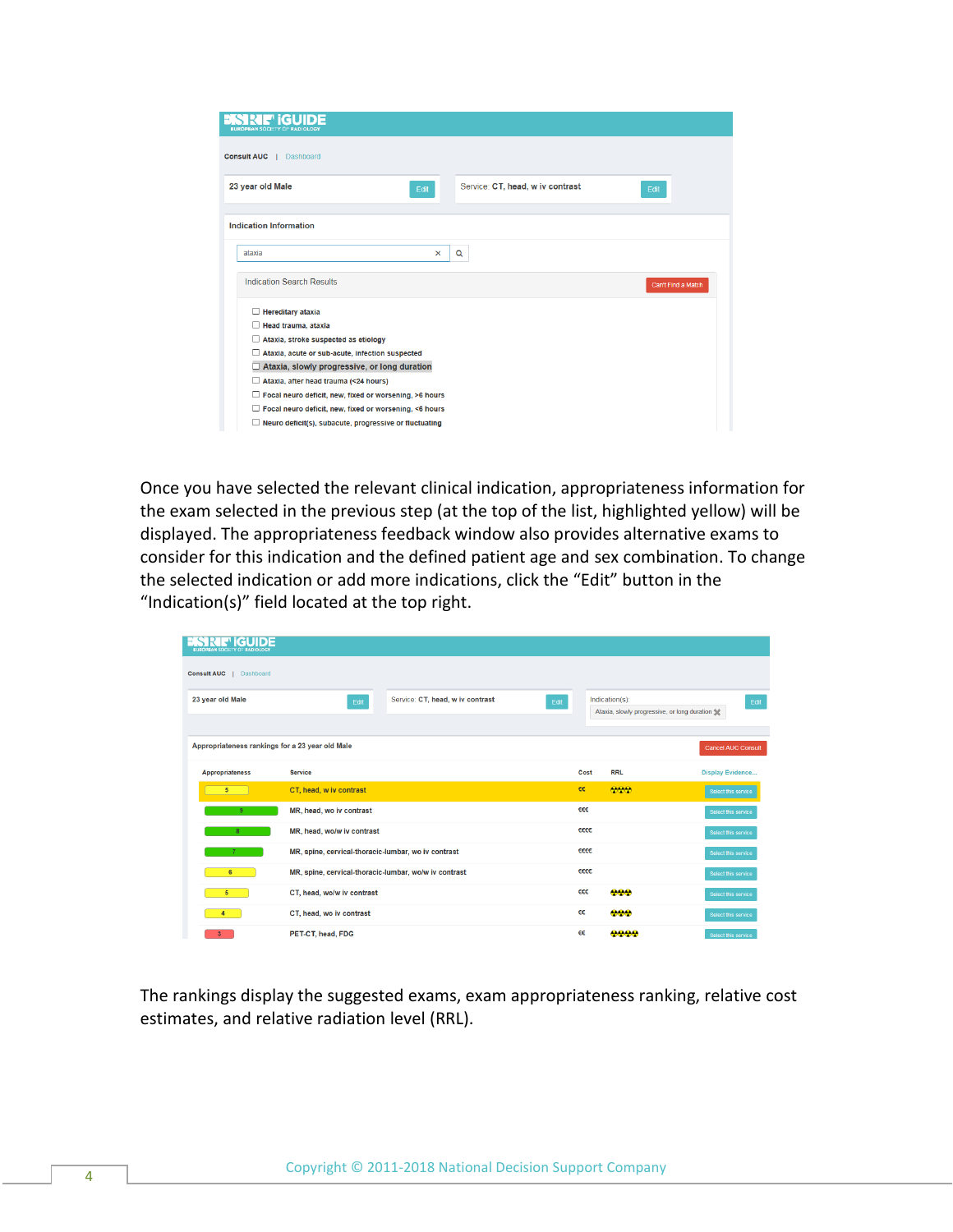Once you have selected the relevant clinical indication, appropriateness information for the exam selected in the previous step (at the top of the list, highlighted yellow) will be displayed. The appropriateness feedback window also provides alternative exams to consider for this indication and the defined patient age and sex combination. To change the selected indication or add more indications, click the “Edit” button in the “Indication(s)” field located at the top right.

The rankings display the suggested exams, exam appropriateness ranking, relative cost estimates, and relative radiation level (RRL).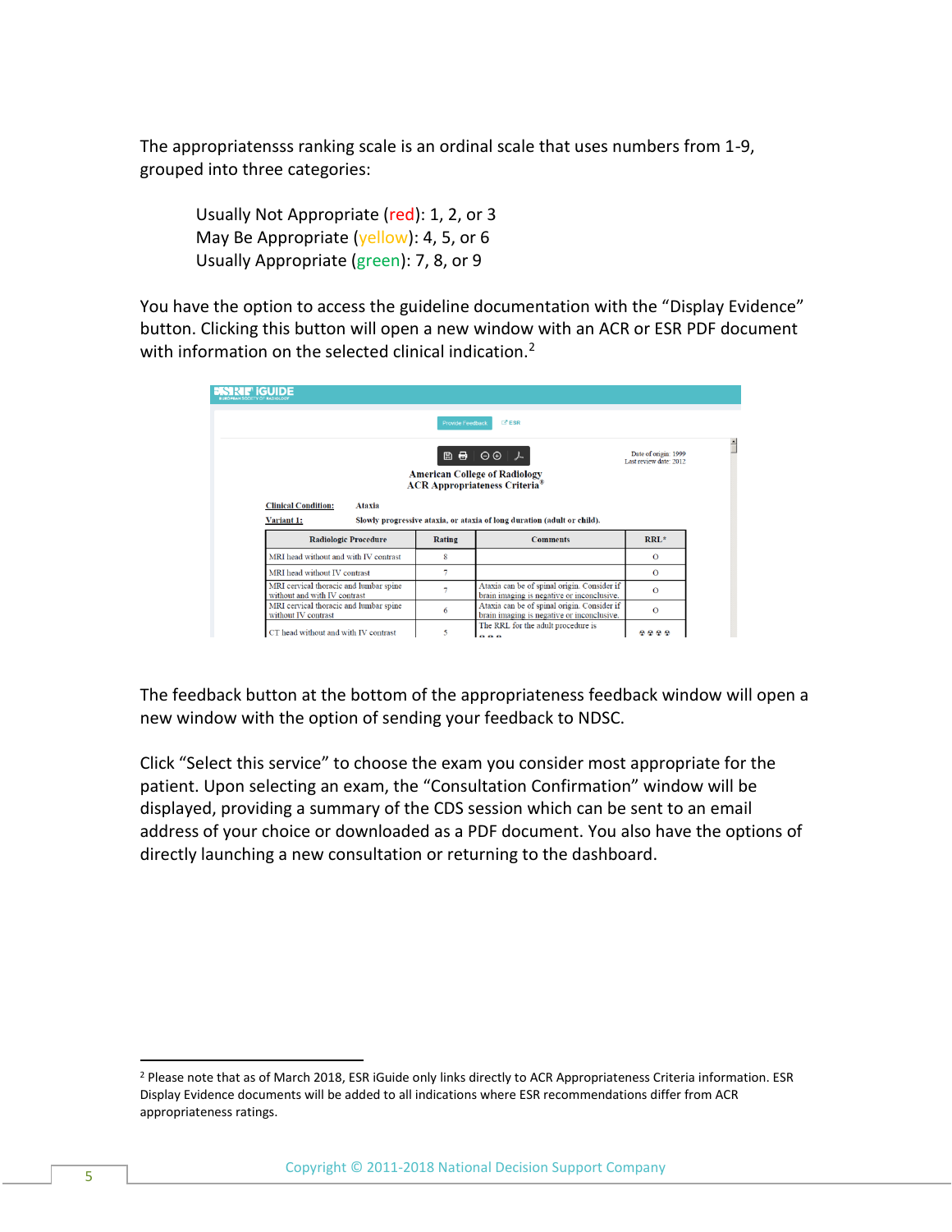The appropriatensss ranking scale is an ordinal scale that uses numbers from 1-9, grouped into three categories:

> Usually Not Appropriate (red): 1, 2, or 3
> May Be Appropriate (yellow): 4, 5, or 6
> Usually Appropriate (green): 7, 8, or 9

You have the option to access the guideline documentation with the "Display Evidence" button. Clicking this button will open a new window with an ACR or ESR PDF document with information on the selected clinical indication.[2]

The feedback button at the bottom of the appropriateness feedback window will open a new window with the option of sending your feedback to NDSC.

Click "Select this service" to choose the exam you consider most appropriate for the patient. Upon selecting an exam, the "Consultation Confirmation" window will be displayed, providing a summary of the CDS session which can be sent to an email address of your choice or downloaded as a PDF document. You also have the options of directly launching a new consultation or returning to the dashboard.

---

[2] Please note that as of March 2018, ESR iGuide only links directly to ACR Appropriateness Criteria information. ESR Display Evidence documents will be added to all indications where ESR recommendations differ from ACR appropriateness ratings.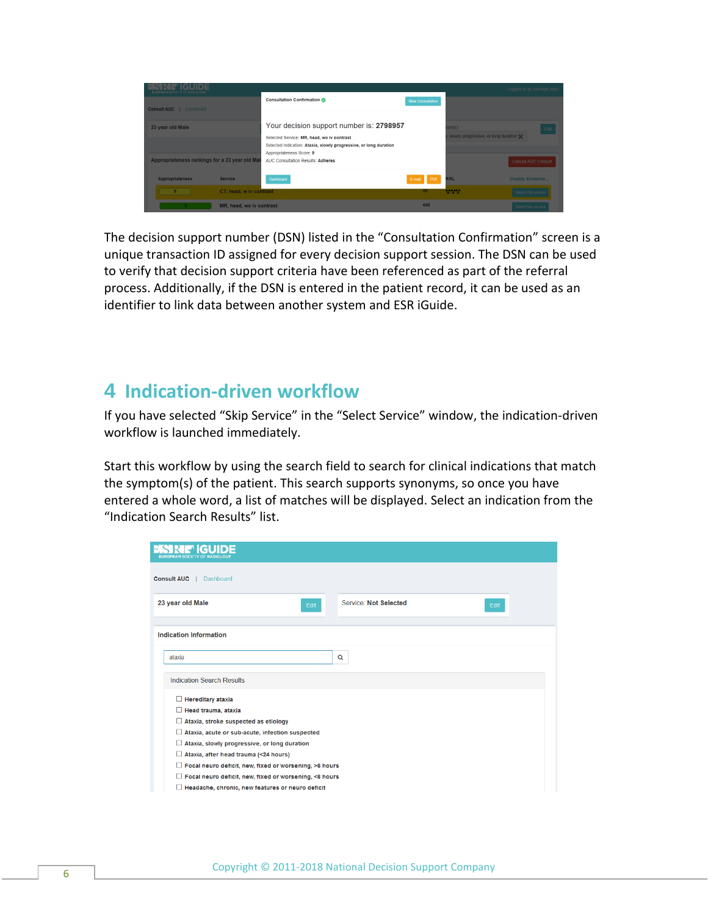The decision support number (DSN) listed in the “Consultation Confirmation” screen is a unique transaction ID assigned for every decision support session. The DSN can be used to verify that decision support criteria have been referenced as part of the referral process. Additionally, if the DSN is entered in the patient record, it can be used as an identifier to link data between another system and ESR iGuide.

# 4 Indication-driven workflow

If you have selected “Skip Service” in the “Select Service” window, the indication-driven workflow is launched immediately.

Start this workflow by using the search field to search for clinical indications that match the symptom(s) of the patient. This search supports synonyms, so once you have entered a whole word, a list of matches will be displayed. Select an indication from the “Indication Search Results” list.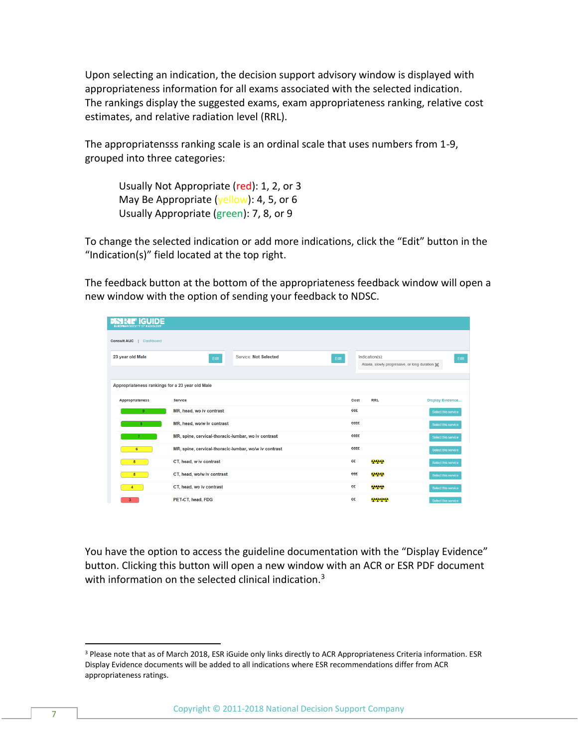Upon selecting an indication, the decision support advisory window is displayed with appropriateness information for all exams associated with the selected indication. The rankings display the suggested exams, exam appropriateness ranking, relative cost estimates, and relative radiation level (RRL).

The appropriatensss ranking scale is an ordinal scale that uses numbers from 1-9, grouped into three categories:

> Usually Not Appropriate (red): 1, 2, or 3
> May Be Appropriate (yellow): 4, 5, or 6
> Usually Appropriate (green): 7, 8, or 9

To change the selected indication or add more indications, click the "Edit" button in the "Indication(s)" field located at the top right.

The feedback button at the bottom of the appropriateness feedback window will open a new window with the option of sending your feedback to NDSC.

ESR iGUIDE

Consult AUC | Dashboard

23 year old Male [Edit] | Service: Not Selected [Edit] | Indication(s): Ataxia, slowly progressive, or long duration [Edit]

Appropriateness rankings for a 23 year old Male

| Appropriateness | Service | Cost | RRL | Display Evidence... |
|---|---|---|---|---|
| 9 | MR, head, wo iv contrast | €€€ | | Select this service |
| 8 | MR, head, wo/w iv contrast | €€€€ | | Select this service |
| 7 | MR, spine, cervical-thoracic-lumbar, wo iv contrast | €€€€ | | Select this service |
| 6 | MR, spine, cervical-thoracic-lumbar, wo/w iv contrast | €€€€ | | Select this service |
| 5 | CT, head, w iv contrast | €€ | ☢☢☢ | Select this service |
| 5 | CT, head, wo/w iv contrast | €€€ | ☢☢☢ | Select this service |
| 4 | CT, head, wo iv contrast | €€ | ☢☢☢ | Select this service |
| 3 | PET-CT, head, FDG | €€ | ☢☢☢☢ | Select this service |

You have the option to access the guideline documentation with the "Display Evidence" button. Clicking this button will open a new window with an ACR or ESR PDF document with information on the selected clinical indication.[3]

---

[3] Please note that as of March 2018, ESR iGuide only links directly to ACR Appropriateness Criteria information. ESR Display Evidence documents will be added to all indications where ESR recommendations differ from ACR appropriateness ratings.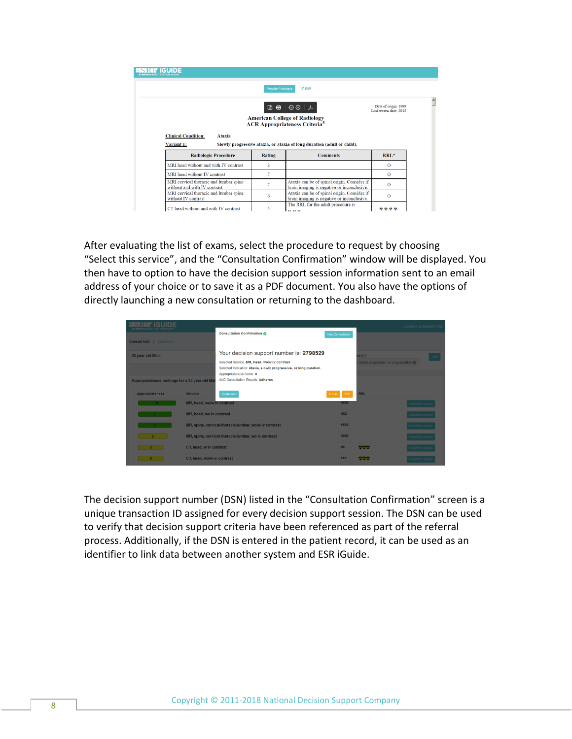After evaluating the list of exams, select the procedure to request by choosing "Select this service", and the "Consultation Confirmation" window will be displayed. You then have to option to have the decision support session information sent to an email address of your choice or to save it as a PDF document. You also have the options of directly launching a new consultation or returning to the dashboard.

The decision support number (DSN) listed in the "Consultation Confirmation" screen is a unique transaction ID assigned for every decision support session. The DSN can be used to verify that decision support criteria have been referenced as part of the referral process. Additionally, if the DSN is entered in the patient record, it can be used as an identifier to link data between another system and ESR iGuide.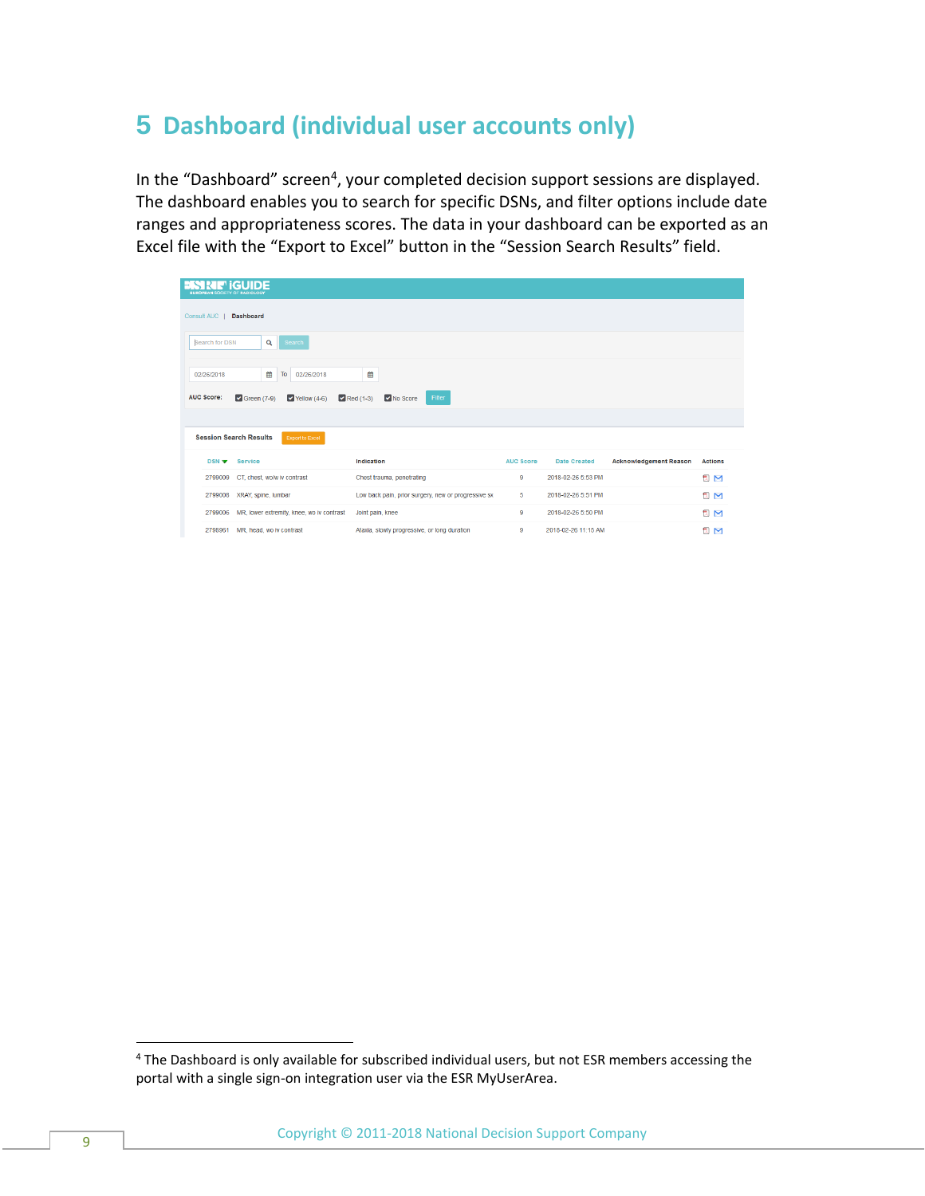# 5 Dashboard (individual user accounts only)

In the "Dashboard" screen[4], your completed decision support sessions are displayed. The dashboard enables you to search for specific DSNs, and filter options include date ranges and appropriateness scores. The data in your dashboard can be exported as an Excel file with the "Export to Excel" button in the "Session Search Results" field.

[4] The Dashboard is only available for subscribed individual users, but not ESR members accessing the portal with a single sign-on integration user via the ESR MyUserArea.